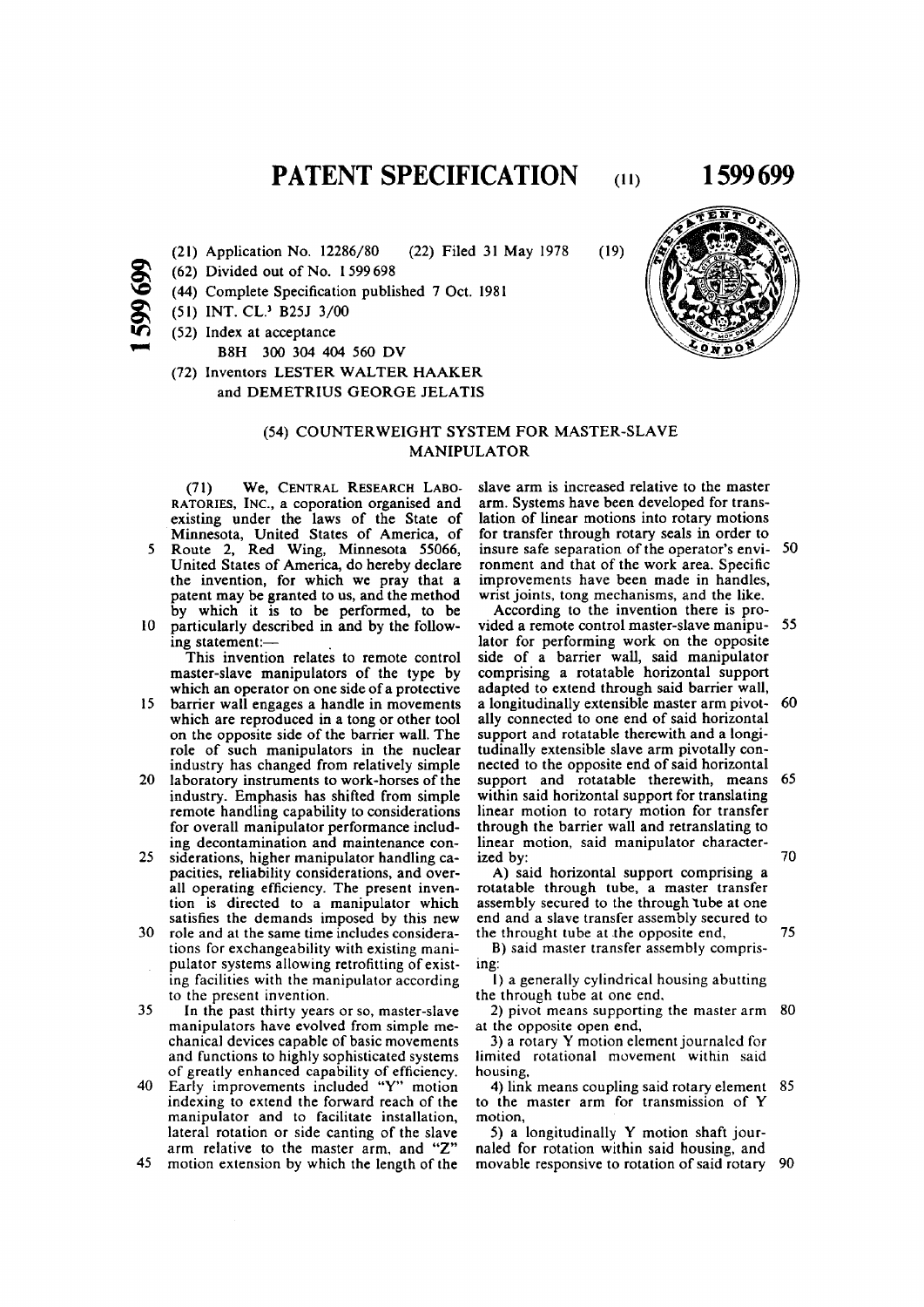# PATENT SPECIFICATION (11) 1599699

(21) Application No. 12286/80 (22) Filed 31 May 1978 (19)

(62) Divided out of No. 1599698

(44) Complete Specification published 7 Oct. 1981

(51) INT. CL.[3] B25J 3/00

(52) Index at acceptance

B8H 300 304 404 560 DV

(72) Inventors LESTER WALTER HAAKER and DEMETRIUS GEORGE JELATIS

## (54) COUNTERWEIGHT SYSTEM FOR MASTER-SLAVE MANIPULATOR

(71) We, CENTRAL RESEARCH LABORATORIES, INC., a coporation organised and existing under the laws of the State of Minnesota, United States of America, of Route 2, Red Wing, Minnesota 55066, United States of America, do hereby declare the invention, for which we pray that a patent may be granted to us, and the method by which it is to be performed, to be particularly described in and by the following statement:—

This invention relates to remote control master-slave manipulators of the type by which an operator on one side of a protective barrier wall engages a handle in movements which are reproduced in a tong or other tool on the opposite side of the barrier wall. The role of such manipulators in the nuclear industry has changed from relatively simple laboratory instruments to work-horses of the industry. Emphasis has shifted from simple remote handling capability to considerations for overall manipulator performance including decontamination and maintenance considerations, higher manipulator handling capacities, reliability considerations, and overall operating efficiency. The present invention is directed to a manipulator which satisfies the demands imposed by this new role and at the same time includes considerations for exchangeability with existing manipulator systems allowing retrofitting of existing facilities with the manipulator according to the present invention.

In the past thirty years or so, master-slave manipulators have evolved from simple mechanical devices capable of basic movements and functions to highly sophisticated systems of greatly enhanced capability of efficiency. Early improvements included "Y" motion indexing to extend the forward reach of the manipulator and to facilitate installation, lateral rotation or side canting of the slave arm relative to the master arm, and "Z" motion extension by which the length of the slave arm is increased relative to the master arm. Systems have been developed for translation of linear motions into rotary motions for transfer through rotary seals in order to insure safe separation of the operator's environment and that of the work area. Specific improvements have been made in handles, wrist joints, tong mechanisms, and the like.

According to the invention there is provided a remote control master-slave manipulator for performing work on the opposite side of a barrier wall, said manipulator comprising a rotatable horizontal support adapted to extend through said barrier wall, a longitudinally extensible master arm pivotally connected to one end of said horizontal support and rotatable therewith and a longitudinally extensible slave arm pivotally connected to the opposite end of said horizontal support and rotatable therewith, means within said horizontal support for translating linear motion to rotary motion for transfer through the barrier wall and retranslating to linear motion, said manipulator characterized by:

A) said horizontal support comprising a rotatable through tube, a master transfer assembly secured to the through tube at one end and a slave transfer assembly secured to the throught tube at the opposite end,

B) said master transfer assembly comprising:

1) a generally cylindrical housing abutting the through tube at one end,

2) pivot means supporting the master arm at the opposite open end,

3) a rotary Y motion element journaled for limited rotational movement within said housing,

4) link means coupling said rotary element to the master arm for transmission of Y motion,

5) a longitudinally Y motion shaft journaled for rotation within said housing, and movable responsive to rotation of said rotary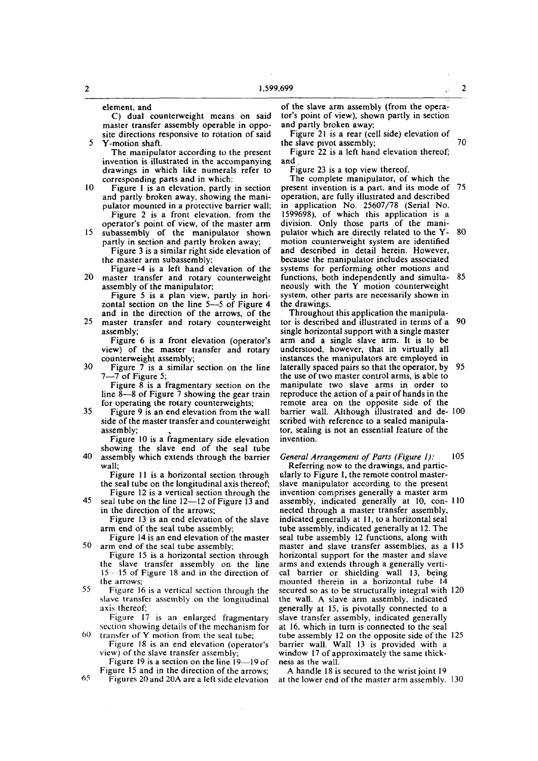element, and

C) dual counterweight means on said master transfer assembly operable in opposite directions responsive to rotation of said Y-motion shaft.

The manipulator according to the present invention is illustrated in the accompanying drawings in which like numerals refer to corresponding parts and in which:

Figure 1 is an elevation, partly in section and partly broken away, showing the manipulator mounted in a protective barrier wall;

Figure 2 is a front elevation, from the operator's point of view, of the master arm subassembly of the manipulator shown partly in section and partly broken away;

Figure 3 is a similar right side elevation of the master arm subassembly;

Figure 4 is a left hand elevation of the master transfer and rotary counterweight assembly of the manipulator;

Figure 5 is a plan view, partly in horizontal section on the line 5—5 of Figure 4 and in the direction of the arrows, of the master transfer and rotary counterweight assembly;

Figure 6 is a front elevation (operator's view) of the master transfer and rotary counterweight assembly;

Figure 7 is a similar section on the line 7—7 of Figure 5;

Figure 8 is a fragmentary section on the line 8—8 of Figure 7 showing the gear train for operating the rotary counterweights;

Figure 9 is an end elevation from the wall side of the master transfer and counterweight assembly;

Figure 10 is a fragmentary side elevation showing the slave end of the seal tube assembly which extends through the barrier wall;

Figure 11 is a horizontal section through the seal tube on the longitudinal axis thereof;

Figure 12 is a vertical section through the seal tube on the line 12—12 of Figure 13 and in the direction of the arrows;

Figure 13 is an end elevation of the slave arm end of the seal tube assembly;

Figure 14 is an end elevation of the master arm end of the seal tube assembly;

Figure 15 is a horizontal section through the slave transfer assembly on the line 15—15 of Figure 18 and in the direction of the arrows;

Figure 16 is a vertical section through the slave transfer assembly on the longitudinal axis thereof;

Figure 17 is an enlarged fragmentary section showing details of the mechanism for transfer of Y motion from the seal tube;

Figure 18 is an end elevation (operator's view) of the slave transfer assembly;

Figure 19 is a section on the line 19—19 of Figure 15 and in the direction of the arrows;

Figures 20 and 20A are a left side elevation of the slave arm assembly (from the operator's point of view), shown partly in section and partly broken away;

Figure 21 is a rear (cell side) elevation of the slave pivot assembly;

Figure 22 is a left hand elevation thereof; and

Figure 23 is a top view thereof.

The complete manipulator, of which the present invention is a part, and its mode of operation, are fully illustrated and described in application No. 25607/78 (Serial No. 1599698), of which this application is a division. Only those parts of the manipulator which are directly related to the Y-motion counterweight system are identified and described in detail herein. However, because the manipulator includes associated systems for performing other motions and functions, both independently and simultaneously with the Y motion counterweight system, other parts are necessarily shown in the drawings.

Throughout this application the manipulator is described and illustrated in terms of a single horizontal support with a single master arm and a single slave arm. It is to be understood, however, that in virtually all instances the manipulators are employed in laterally spaced pairs so that the operator, by the use of two master control arms, is able to manipulate two slave arms in order to reproduce the action of a pair of hands in the remote area on the opposite side of the barrier wall. Although illustrated and described with reference to a sealed manipulator, sealing is not an essential feature of the invention.

*General Arrangement of Parts (Figure 1):*

Referring now to the drawings, and particularly to Figure 1, the remote control master-slave manipulator according to the present invention comprises generally a master arm assembly, indicated generally at 10, connected through a master transfer assembly, indicated generally at 11, to a horizontal seal tube assembly, indicated generally at 12. The seal tube assembly 12 functions, along with master and slave transfer assemblies, as a horizontal support for the master and slave arms and extends through a generally vertical barrier or shielding wall 13, being mounted therein in a horizontal tube 14 secured so as to be structurally integral with the wall. A slave arm assembly, indicated generally at 15, is pivotally connected to a slave transfer assembly, indicated generally at 16, which in turn is connected to the seal tube assembly 12 on the opposite side of the barrier wall. Wall 13 is provided with a window 17 of approximately the same thickness as the wall.

A handle 18 is secured to the wrist joint 19 at the lower end of the master arm assembly.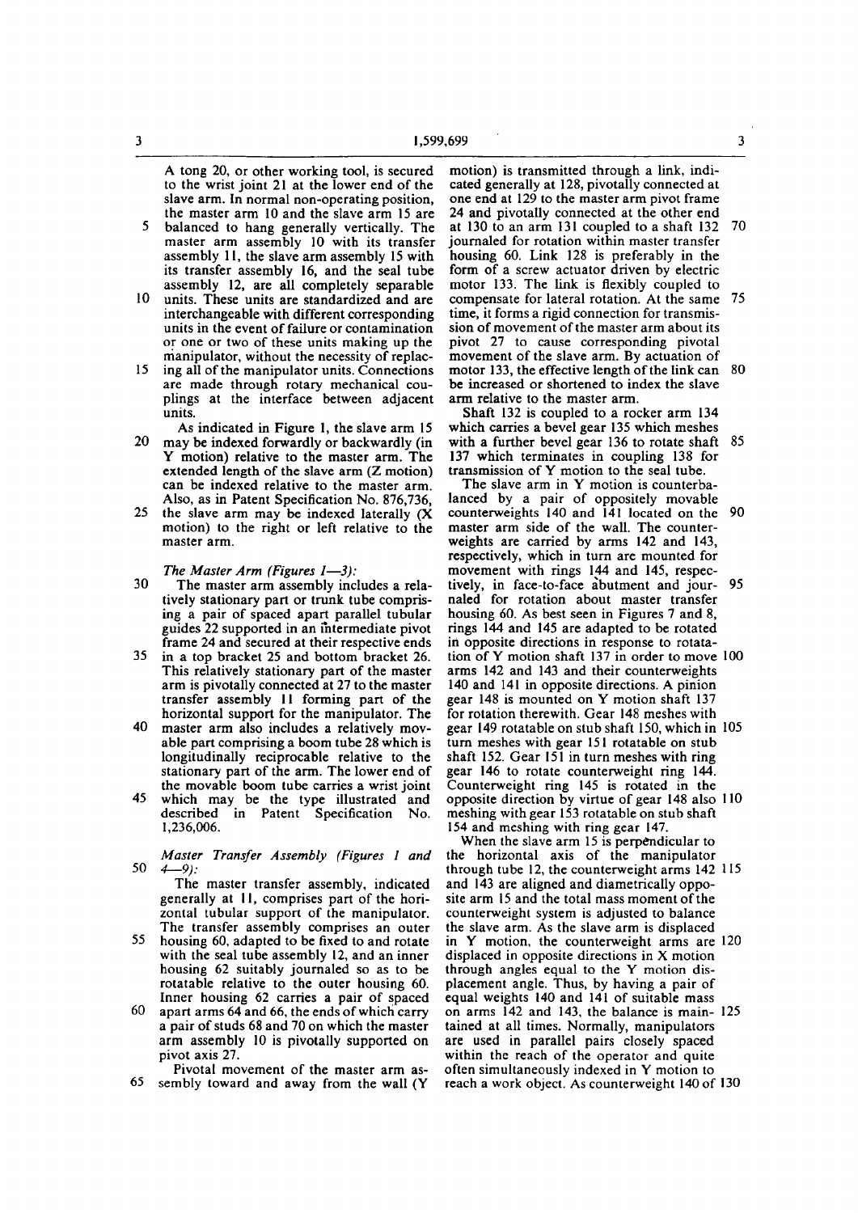A tong 20, or other working tool, is secured to the wrist joint 21 at the lower end of the slave arm. In normal non-operating position, the master arm 10 and the slave arm 15 are balanced to hang generally vertically. The master arm assembly 10 with its transfer assembly 11, the slave arm assembly 15 with its transfer assembly 16, and the seal tube assembly 12, are all completely separable units. These units are standardized and are interchangeable with different corresponding units in the event of failure or contamination or one or two of these units making up the manipulator, without the necessity of replacing all of the manipulator units. Connections are made through rotary mechanical couplings at the interface between adjacent units.

As indicated in Figure 1, the slave arm 15 may be indexed forwardly or backwardly (in Y motion) relative to the master arm. The extended length of the slave arm (Z motion) can be indexed relative to the master arm. Also, as in Patent Specification No. 876,736, the slave arm may be indexed laterally (X motion) to the right or left relative to the master arm.

*The Master Arm (Figures 1—3):*

The master arm assembly includes a relatively stationary part or trunk tube comprising a pair of spaced apart parallel tubular guides 22 supported in an intermediate pivot frame 24 and secured at their respective ends in a top bracket 25 and bottom bracket 26. This relatively stationary part of the master arm is pivotally connected at 27 to the master transfer assembly 11 forming part of the horizontal support for the manipulator. The master arm also includes a relatively movable part comprising a boom tube 28 which is longitudinally reciprocable relative to the stationary part of the arm. The lower end of the movable boom tube carries a wrist joint which may be the type illustrated and described in Patent Specification No. 1,236,006.

*Master Transfer Assembly (Figures 1 and 4—9):*

The master transfer assembly, indicated generally at 11, comprises part of the horizontal tubular support of the manipulator. The transfer assembly comprises an outer housing 60, adapted to be fixed to and rotate with the seal tube assembly 12, and an inner housing 62 suitably journaled so as to be rotatable relative to the outer housing 60. Inner housing 62 carries a pair of spaced apart arms 64 and 66, the ends of which carry a pair of studs 68 and 70 on which the master arm assembly 10 is pivotally supported on pivot axis 27.

Pivotal movement of the master arm assembly toward and away from the wall (Y motion) is transmitted through a link, indicated generally at 128, pivotally connected at one end at 129 to the master arm pivot frame 24 and pivotally connected at the other end at 130 to an arm 131 coupled to a shaft 132 journaled for rotation within master transfer housing 60. Link 128 is preferably in the form of a screw actuator driven by electric motor 133. The link is flexibly coupled to compensate for lateral rotation. At the same time, it forms a rigid connection for transmission of movement of the master arm about its pivot 27 to cause corresponding pivotal movement of the slave arm. By actuation of motor 133, the effective length of the link can be increased or shortened to index the slave arm relative to the master arm.

Shaft 132 is coupled to a rocker arm 134 which carries a bevel gear 135 which meshes with a further bevel gear 136 to rotate shaft 137 which terminates in coupling 138 for transmission of Y motion to the seal tube.

The slave arm in Y motion is counterbalanced by a pair of oppositely movable counterweights 140 and 141 located on the master arm side of the wall. The counterweights are carried by arms 142 and 143, respectively, which in turn are mounted for movement with rings 144 and 145, respectively, in face-to-face abutment and journaled for rotation about master transfer housing 60. As best seen in Figures 7 and 8, rings 144 and 145 are adapted to be rotated in opposite directions in response to rotatation of Y motion shaft 137 in order to move arms 142 and 143 and their counterweights 140 and 141 in opposite directions. A pinion gear 148 is mounted on Y motion shaft 137 for rotation therewith. Gear 148 meshes with gear 149 rotatable on stub shaft 150, which in turn meshes with gear 151 rotatable on stub shaft 152. Gear 151 in turn meshes with ring gear 146 to rotate counterweight ring 144. Counterweight ring 145 is rotated in the opposite direction by virtue of gear 148 also meshing with gear 153 rotatable on stub shaft 154 and meshing with ring gear 147.

When the slave arm 15 is perpendicular to the horizontal axis of the manipulator through tube 12, the counterweight arms 142 and 143 are aligned and diametrically opposite arm 15 and the total mass moment of the counterweight system is adjusted to balance the slave arm. As the slave arm is displaced in Y motion, the counterweight arms are displaced in opposite directions in X motion through angles equal to the Y motion displacement angle. Thus, by having a pair of equal weights 140 and 141 of suitable mass on arms 142 and 143, the balance is maintained at all times. Normally, manipulators are used in parallel pairs closely spaced within the reach of the operator and quite often simultaneously indexed in Y motion to reach a work object. As counterweight 140 of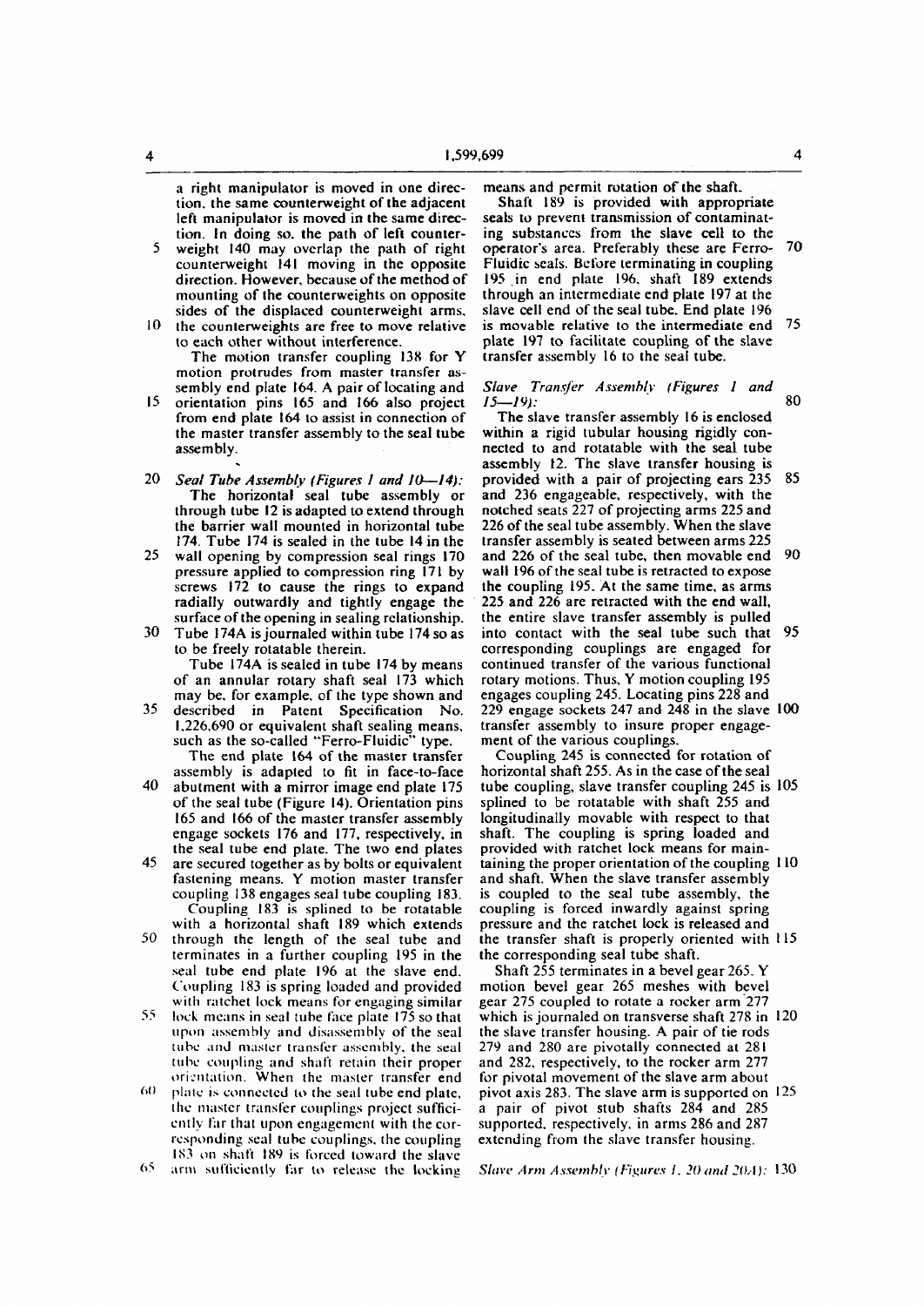a right manipulator is moved in one direction, the same counterweight of the adjacent left manipulator is moved in the same direction. In doing so, the path of left counterweight 140 may overlap the path of right counterweight 141 moving in the opposite direction. However, because of the method of mounting of the counterweights on opposite sides of the displaced counterweight arms, the counterweights are free to move relative to each other without interference.

The motion transfer coupling 138 for Y motion protrudes from master transfer assembly end plate 164. A pair of locating and orientation pins 165 and 166 also project from end plate 164 to assist in connection of the master transfer assembly to the seal tube assembly.

*Seal Tube Assembly (Figures 1 and 10—14):*

The horizontal seal tube assembly or through tube 12 is adapted to extend through the barrier wall mounted in horizontal tube 174. Tube 174 is sealed in the tube 14 in the wall opening by compression seal rings 170 pressure applied to compression ring 171 by screws 172 to cause the rings to expand radially outwardly and tightly engage the surface of the opening in sealing relationship. Tube 174A is journaled within tube 174 so as to be freely rotatable therein.

Tube 174A is sealed in tube 174 by means of an annular rotary shaft seal 173 which may be, for example, of the type shown and described in Patent Specification No. 1,226,690 or equivalent shaft sealing means, such as the so-called "Ferro-Fluidic" type.

The end plate 164 of the master transfer assembly is adapted to fit in face-to-face abutment with a mirror image end plate 175 of the seal tube (Figure 14). Orientation pins 165 and 166 of the master transfer assembly engage sockets 176 and 177, respectively, in the seal tube end plate. The two end plates are secured together as by bolts or equivalent fastening means. Y motion master transfer coupling 138 engages seal tube coupling 183.

Coupling 183 is splined to be rotatable with a horizontal shaft 189 which extends through the length of the seal tube and terminates in a further coupling 195 in the seal tube end plate 196 at the slave end. Coupling 183 is spring loaded and provided with ratchet lock means for engaging similar lock means in seal tube face plate 175 so that upon assembly and disassembly of the seal tube and master transfer assembly, the seal tube coupling and shaft retain their proper orientation. When the master transfer end plate is connected to the seal tube end plate, the master transfer couplings project sufficiently far that upon engagement with the corresponding seal tube couplings, the coupling 183 on shaft 189 is forced toward the slave arm sufficiently far to release the locking means and permit rotation of the shaft.

Shaft 189 is provided with appropriate seals to prevent transmission of contaminating substances from the slave cell to the operator's area. Preferably these are Ferro-Fluidic seals. Before terminating in coupling 195 in end plate 196, shaft 189 extends through an intermediate end plate 197 at the slave cell end of the seal tube. End plate 196 is movable relative to the intermediate end plate 197 to facilitate coupling of the slave transfer assembly 16 to the seal tube.

*Slave Transfer Assembly (Figures 1 and 15—19):*

The slave transfer assembly 16 is enclosed within a rigid tubular housing rigidly connected to and rotatable with the seal tube assembly 12. The slave transfer housing is provided with a pair of projecting ears 235 and 236 engageable, respectively, with the notched seats 227 of projecting arms 225 and 226 of the seal tube assembly. When the slave transfer assembly is seated between arms 225 and 226 of the seal tube, then movable end wall 196 of the seal tube is retracted to expose the coupling 195. At the same time, as arms 225 and 226 are retracted with the end wall, the entire slave transfer assembly is pulled into contact with the seal tube such that corresponding couplings are engaged for continued transfer of the various functional rotary motions. Thus, Y motion coupling 195 engages coupling 245. Locating pins 228 and 229 engage sockets 247 and 248 in the slave transfer assembly to insure proper engagement of the various couplings.

Coupling 245 is connected for rotation of horizontal shaft 255. As in the case of the seal tube coupling, slave transfer coupling 245 is splined to be rotatable with shaft 255 and longitudinally movable with respect to that shaft. The coupling is spring loaded and provided with ratchet lock means for maintaining the proper orientation of the coupling and shaft. When the slave transfer assembly is coupled to the seal tube assembly, the coupling is forced inwardly against spring pressure and the ratchet lock is released and the transfer shaft is properly oriented with the corresponding seal tube shaft.

Shaft 255 terminates in a bevel gear 265. Y motion bevel gear 265 meshes with bevel gear 275 coupled to rotate a rocker arm 277 which is journaled on transverse shaft 278 in the slave transfer housing. A pair of tie rods 279 and 280 are pivotally connected at 281 and 282, respectively, to the rocker arm 277 for pivotal movement of the slave arm about pivot axis 283. The slave arm is supported on a pair of pivot stub shafts 284 and 285 supported, respectively, in arms 286 and 287 extending from the slave transfer housing.

*Slave Arm Assembly (Figures 1, 20 and 20A):*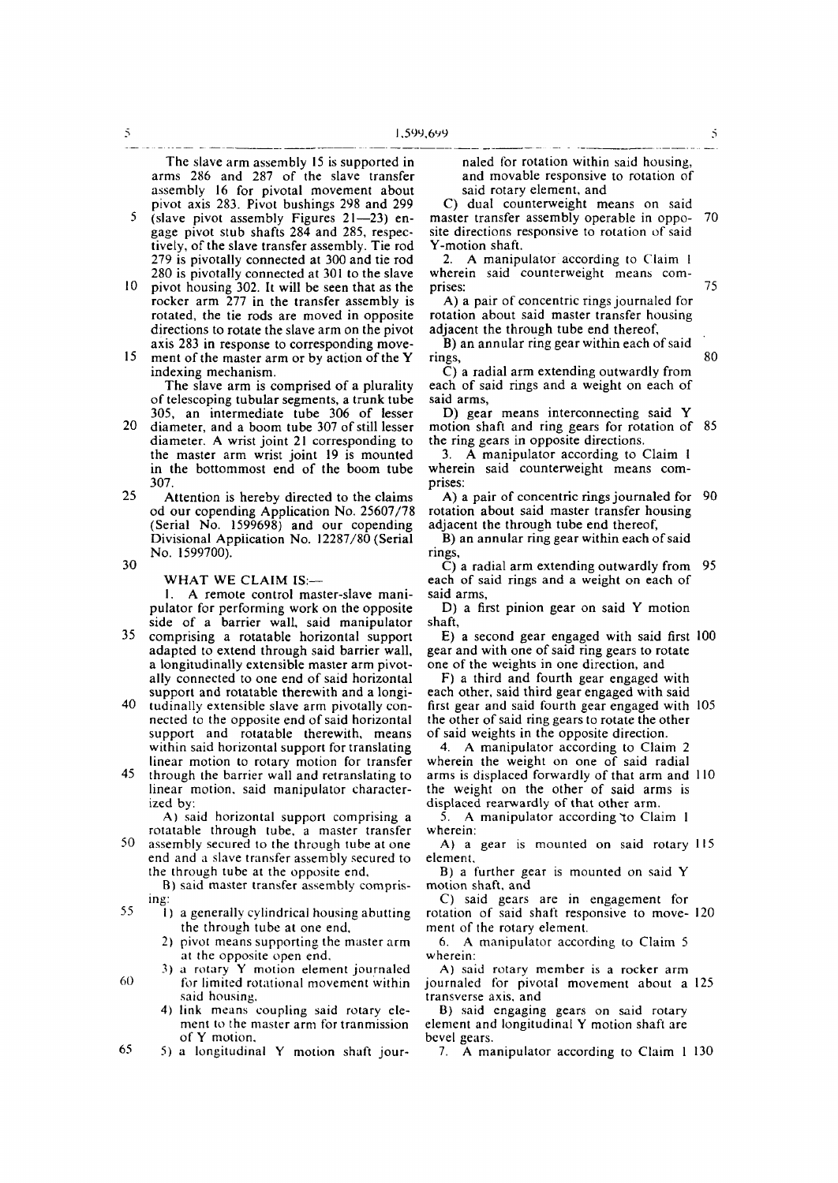The slave arm assembly 15 is supported in arms 286 and 287 of the slave transfer assembly 16 for pivotal movement about pivot axis 283. Pivot bushings 298 and 299 (slave pivot assembly Figures 21—23) engage pivot stub shafts 284 and 285, respectively, of the slave transfer assembly. Tie rod 279 is pivotally connected at 300 and tie rod 280 is pivotally connected at 301 to the slave pivot housing 302. It will be seen that as the rocker arm 277 in the transfer assembly is rotated, the tie rods are moved in opposite directions to rotate the slave arm on the pivot axis 283 in response to corresponding movement of the master arm or by action of the Y indexing mechanism.

The slave arm is comprised of a plurality of telescoping tubular segments, a trunk tube 305, an intermediate tube 306 of lesser diameter, and a boom tube 307 of still lesser diameter. A wrist joint 21 corresponding to the master arm wrist joint 19 is mounted in the bottommost end of the boom tube 307.

Attention is hereby directed to the claims od our copending Application No. 25607/78 (Serial No. 1599698) and our copending Divisional Application No. 12287/80 (Serial No. 1599700).

WHAT WE CLAIM IS:—

1. A remote control master-slave manipulator for performing work on the opposite side of a barrier wall, said manipulator comprising a rotatable horizontal support adapted to extend through said barrier wall, a longitudinally extensible master arm pivotally connected to one end of said horizontal support and rotatable therewith and a longitudinally extensible slave arm pivotally connected to the opposite end of said horizontal support and rotatable therewith, means within said horizontal support for translating linear motion to rotary motion for transfer through the barrier wall and retranslating to linear motion, said manipulator characterized by:

A) said horizontal support comprising a rotatable through tube, a master transfer assembly secured to the through tube at one end and a slave transfer assembly secured to the through tube at the opposite end,

B) said master transfer assembly comprising:

1) a generally cylindrical housing abutting the through tube at one end,
2) pivot means supporting the master arm at the opposite open end,
3) a rotary Y motion element journaled for limited rotational movement within said housing,
4) link means coupling said rotary element to the master arm for tranmission of Y motion,
5) a longitudinal Y motion shaft journaled for rotation within said housing, and movable responsive to rotation of said rotary element, and

C) dual counterweight means on said master transfer assembly operable in opposite directions responsive to rotation of said Y-motion shaft.

2. A manipulator according to Claim 1 wherein said counterweight means comprises:

A) a pair of concentric rings journaled for rotation about said master transfer housing adjacent the through tube end thereof,

B) an annular ring gear within each of said rings,

C) a radial arm extending outwardly from each of said rings and a weight on each of said arms,

D) gear means interconnecting said Y motion shaft and ring gears for rotation of the ring gears in opposite directions.

3. A manipulator according to Claim 1 wherein said counterweight means comprises:

A) a pair of concentric rings journaled for rotation about said master transfer housing adjacent the through tube end thereof,

B) an annular ring gear within each of said rings,

C) a radial arm extending outwardly from each of said rings and a weight on each of said arms,

D) a first pinion gear on said Y motion shaft,

E) a second gear engaged with said first gear and with one of said ring gears to rotate one of the weights in one direction, and

F) a third and fourth gear engaged with each other, said third gear engaged with said first gear and said fourth gear engaged with the other of said ring gears to rotate the other of said weights in the opposite direction.

4. A manipulator according to Claim 2 wherein the weight on one of said radial arms is displaced forwardly of that arm and the weight on the other of said arms is displaced rearwardly of that other arm.

5. A manipulator according to Claim 1 wherein:

A) a gear is mounted on said rotary element,

B) a further gear is mounted on said Y motion shaft, and

C) said gears are in engagement for rotation of said shaft responsive to movement of the rotary element.

6. A manipulator according to Claim 5 wherein:

A) said rotary member is a rocker arm journaled for pivotal movement about a transverse axis, and

B) said engaging gears on said rotary element and longitudinal Y motion shaft are bevel gears.

7. A manipulator according to Claim 1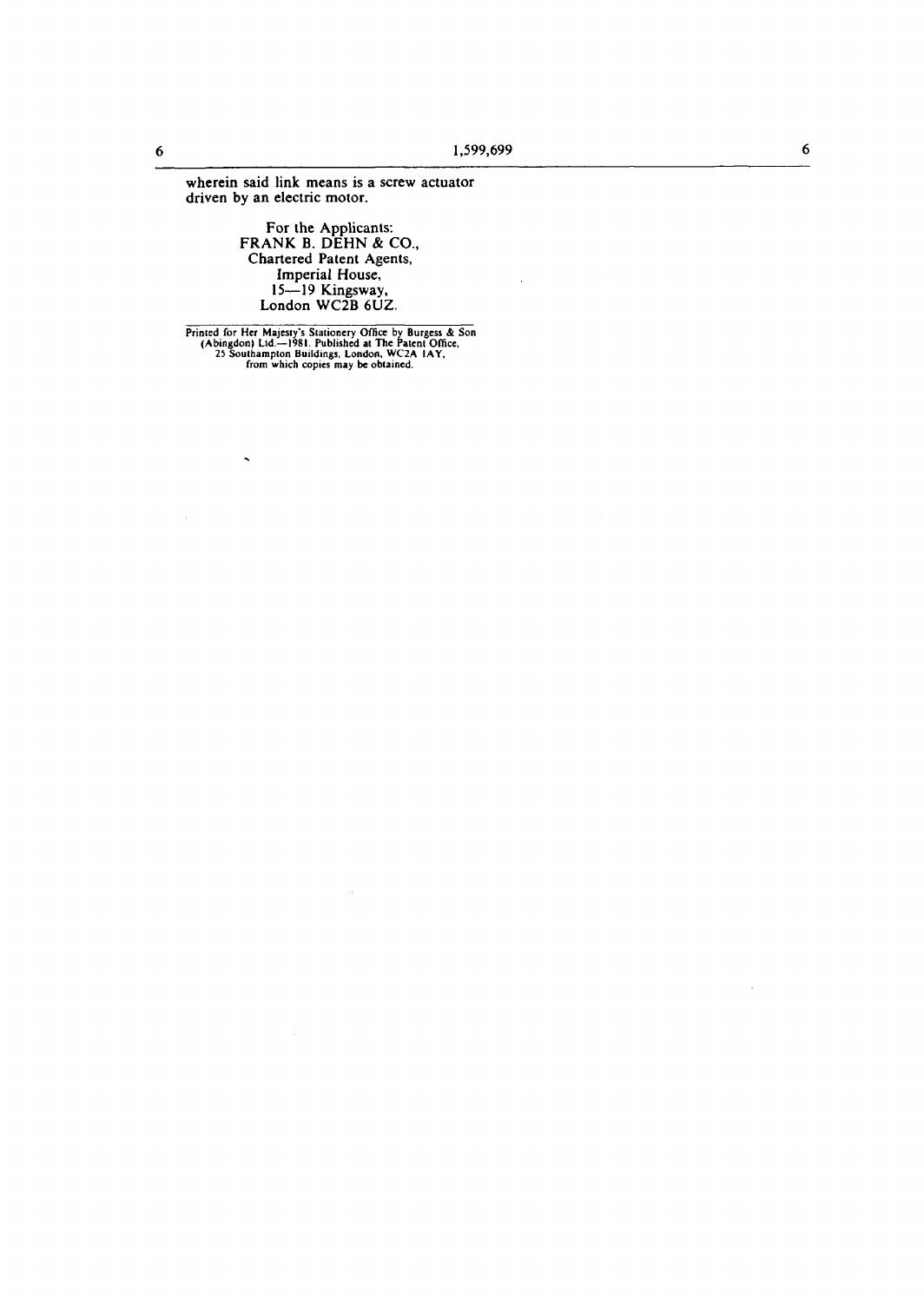wherein said link means is a screw actuator driven by an electric motor.

For the Applicants:
FRANK B. DEHN & CO.,
Chartered Patent Agents,
Imperial House,
15—19 Kingsway,
London WC2B 6UZ.

Printed for Her Majesty's Stationery Office by Burgess & Son (Abingdon) Ltd.—1981. Published at The Patent Office, 25 Southampton Buildings, London, WC2A 1AY, from which copies may be obtained.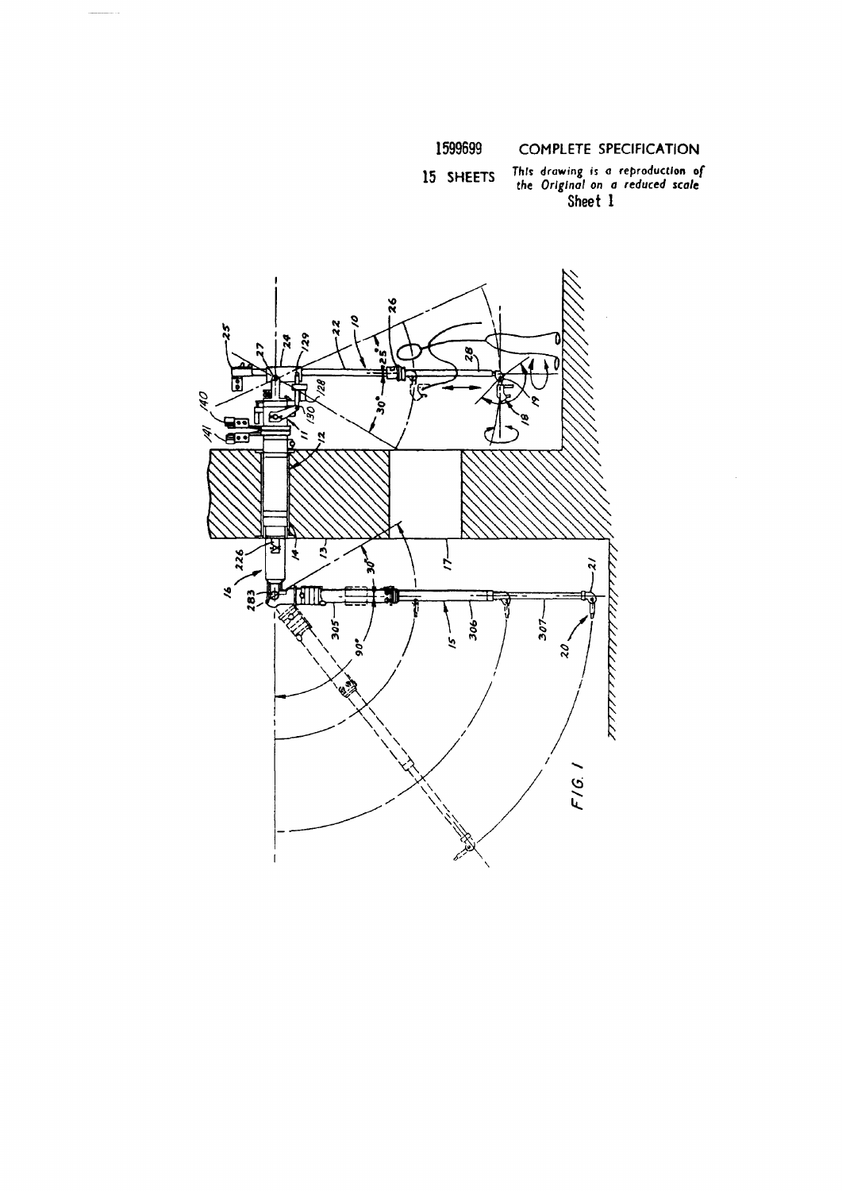1599699 COMPLETE SPECIFICATION

15 SHEETS *This drawing is a reproduction of the Original on a reduced scale*

Sheet 1

FIG. 1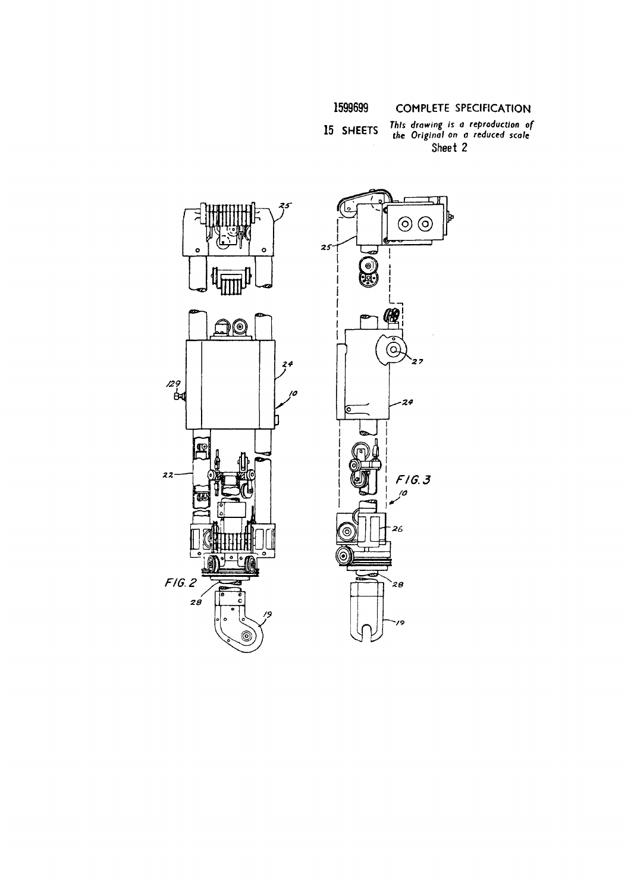1599699 COMPLETE SPECIFICATION

15 SHEETS *This drawing is a reproduction of the Original on a reduced scale*

Sheet 2

FIG. 2

FIG. 3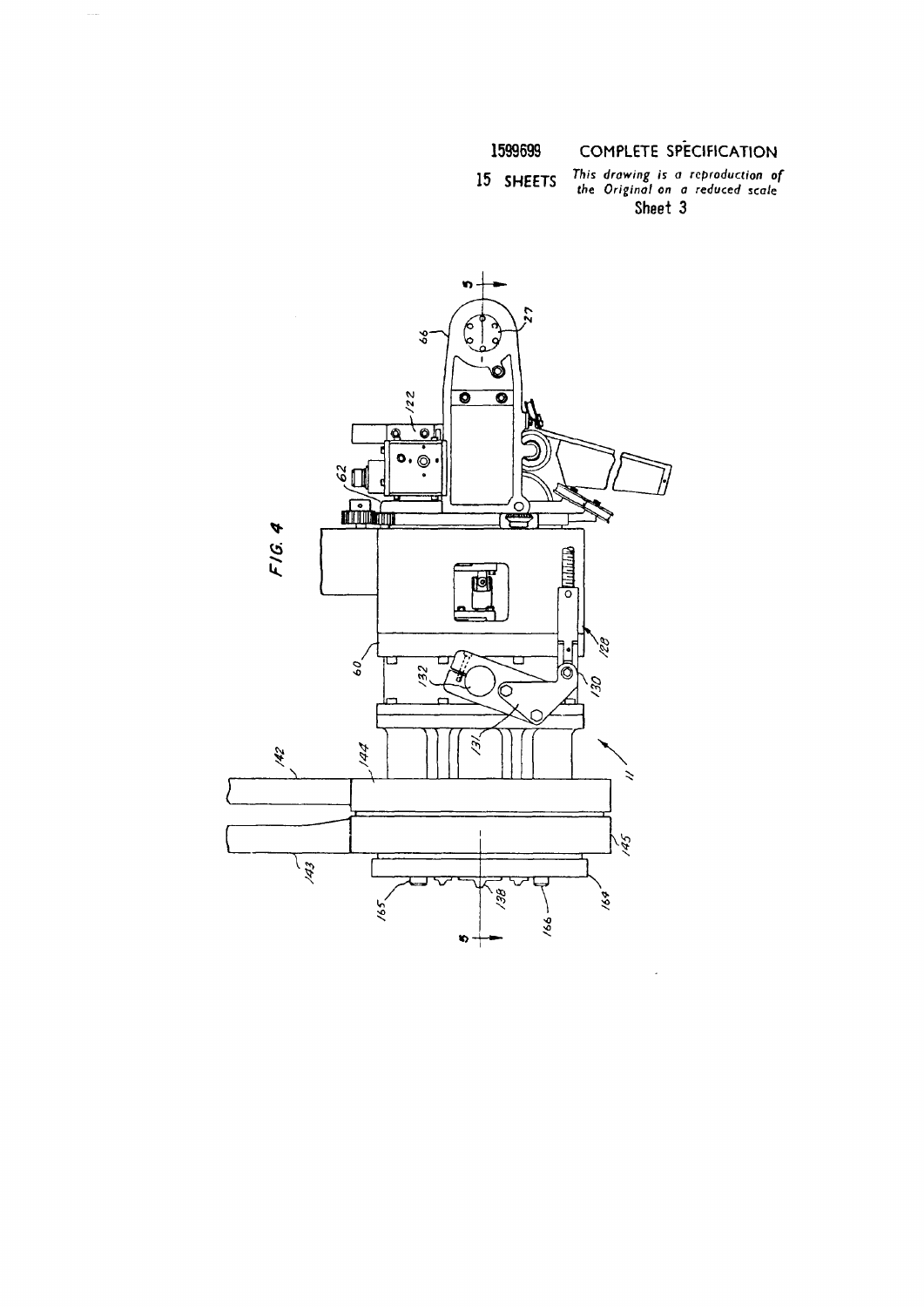1599699 COMPLETE SPECIFICATION

15 SHEETS *This drawing is a reproduction of the Original on a reduced scale*

Sheet 3

FIG. 4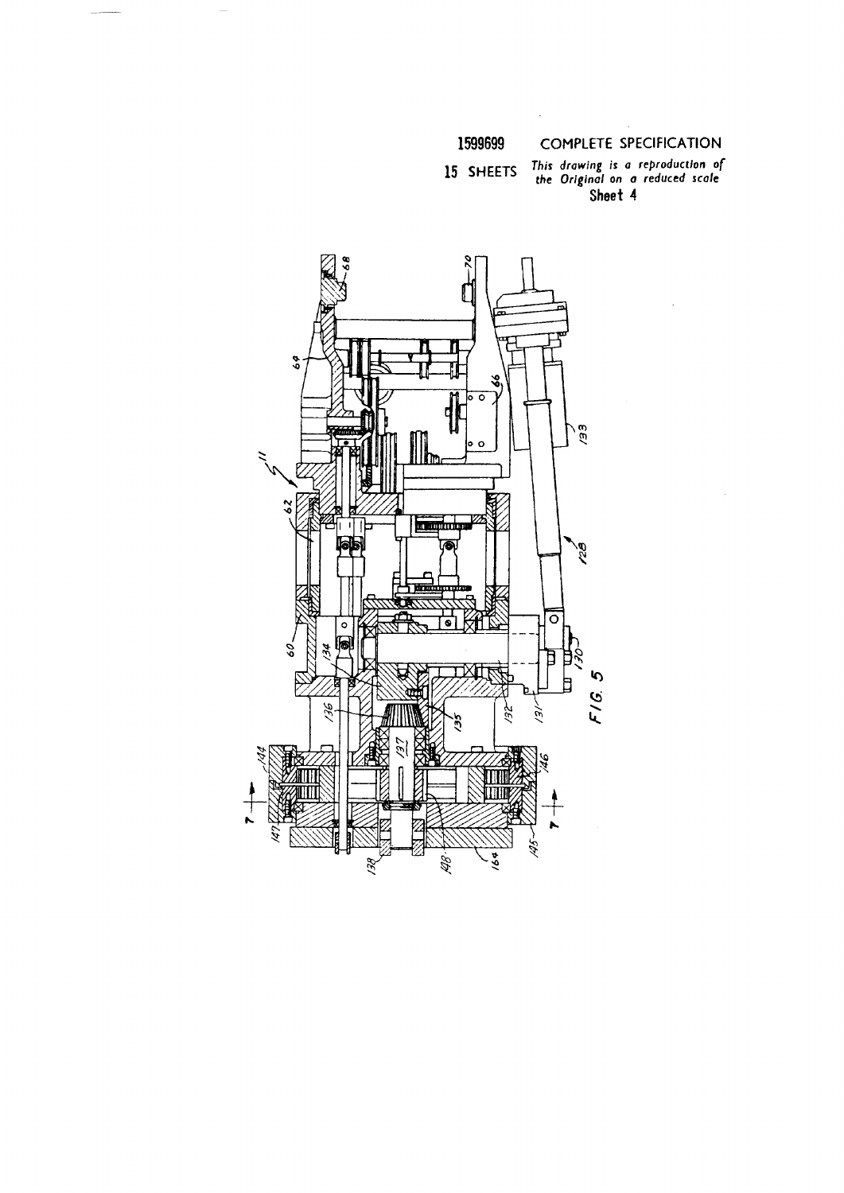1599699 COMPLETE SPECIFICATION

15 SHEETS *This drawing is a reproduction of the Original on a reduced scale*

Sheet 4

FIG. 5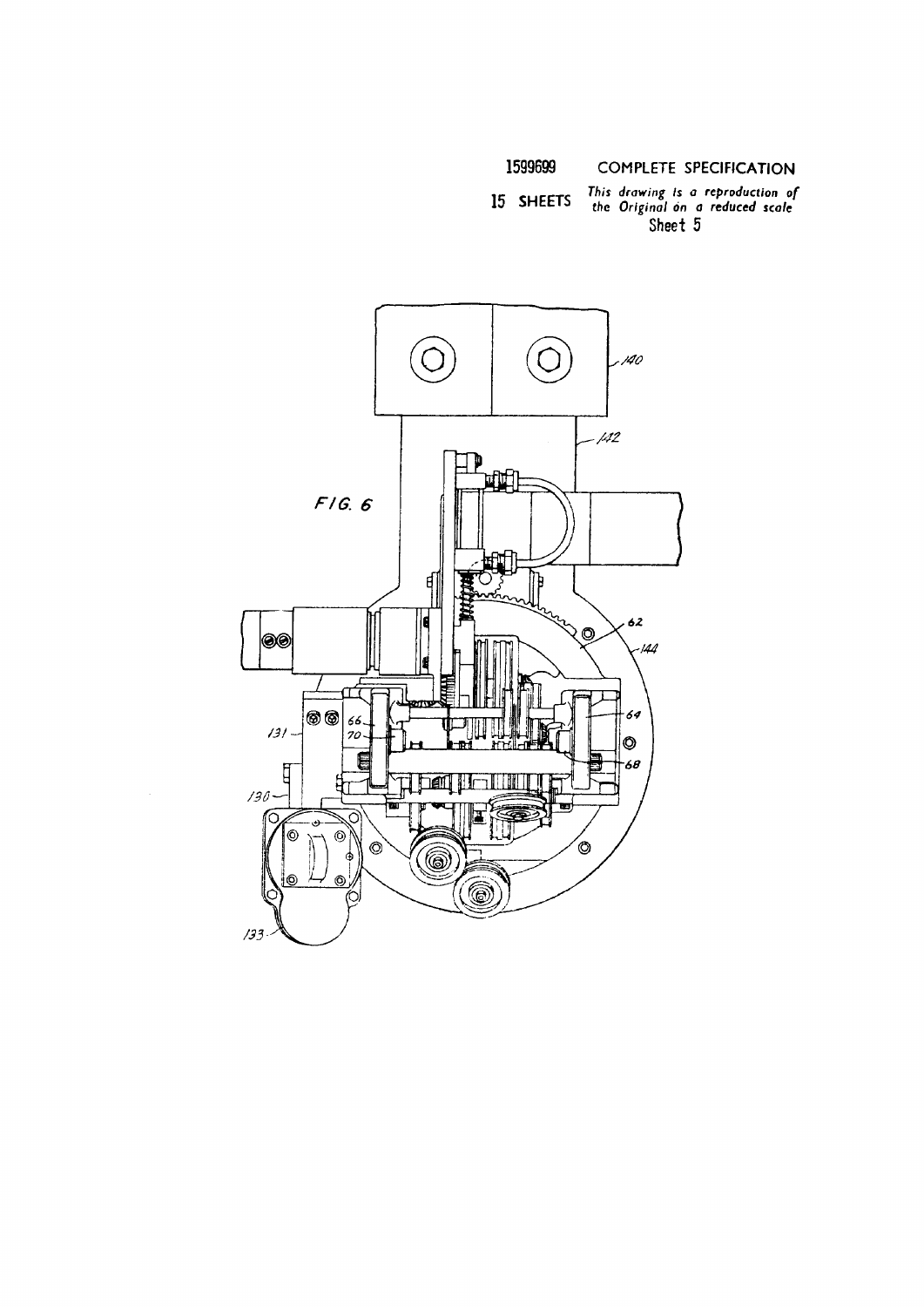1599699 COMPLETE SPECIFICATION

15 SHEETS *This drawing is a reproduction of the Original on a reduced scale*

Sheet 5

FIG. 6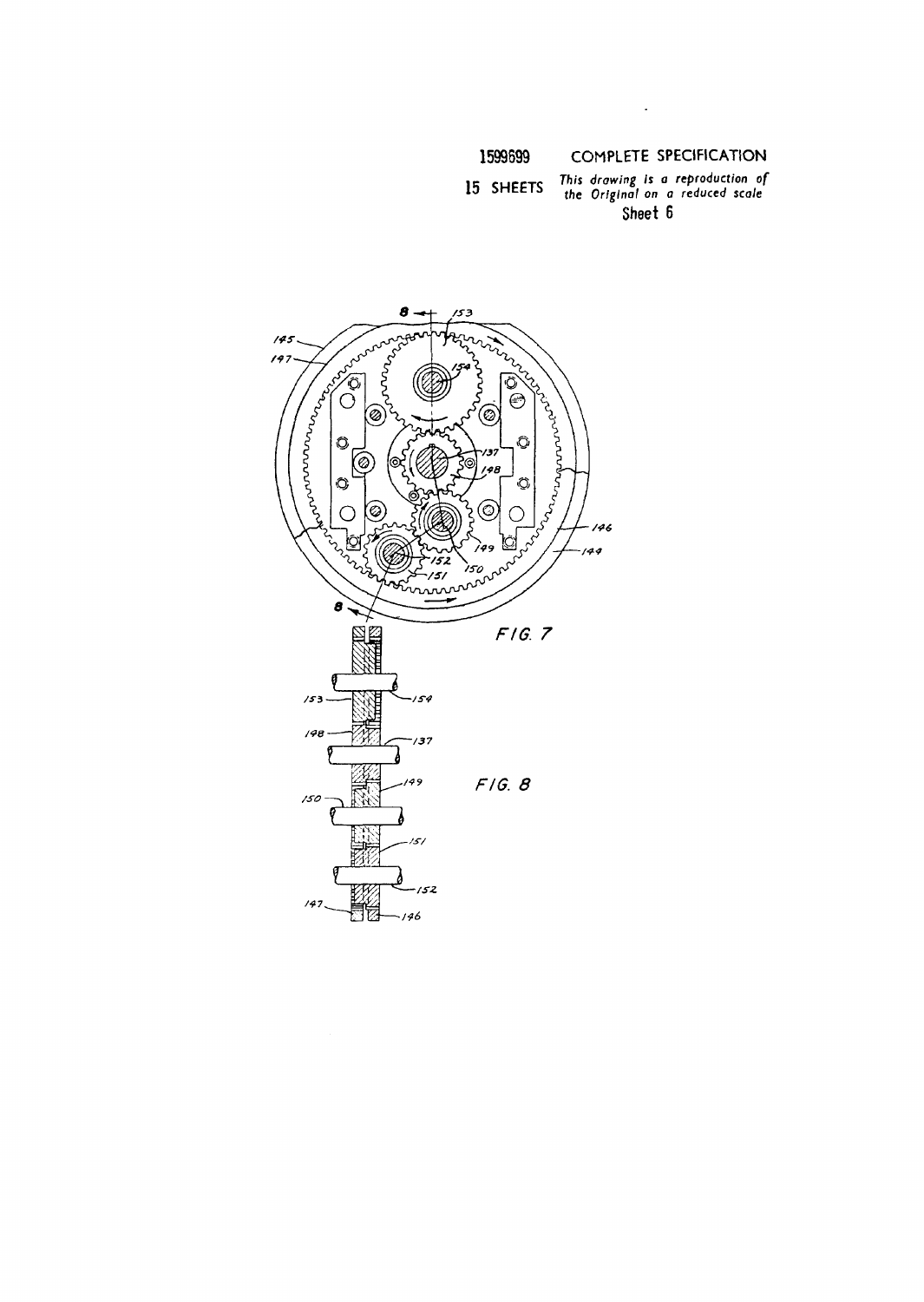1599699 COMPLETE SPECIFICATION

15 SHEETS *This drawing is a reproduction of the Original on a reduced scale*

Sheet 6

FIG. 7

FIG. 8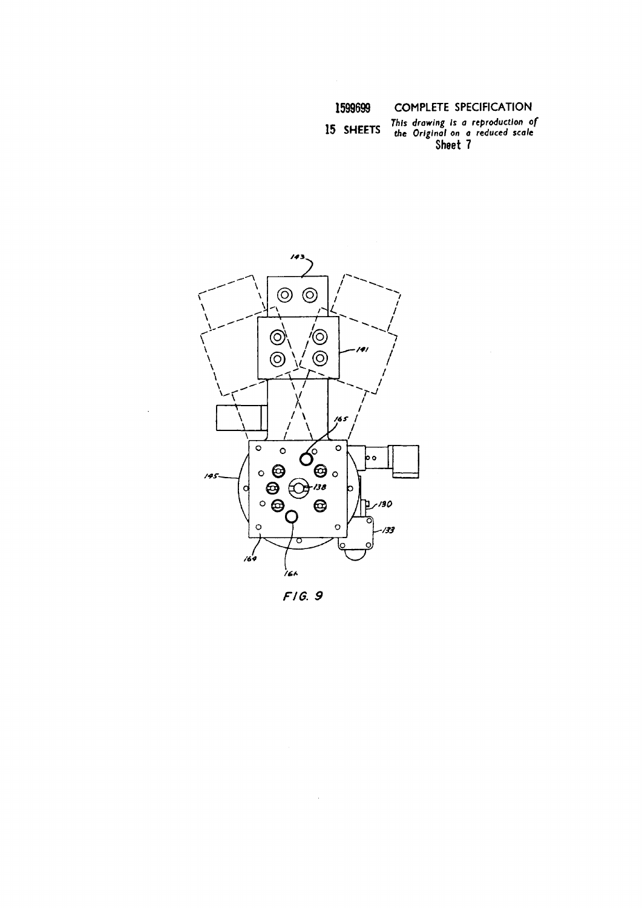1599699 COMPLETE SPECIFICATION

15 SHEETS *This drawing is a reproduction of the Original on a reduced scale*

Sheet 7

143

141

165

145

138

130

133

164

166

*FIG. 9*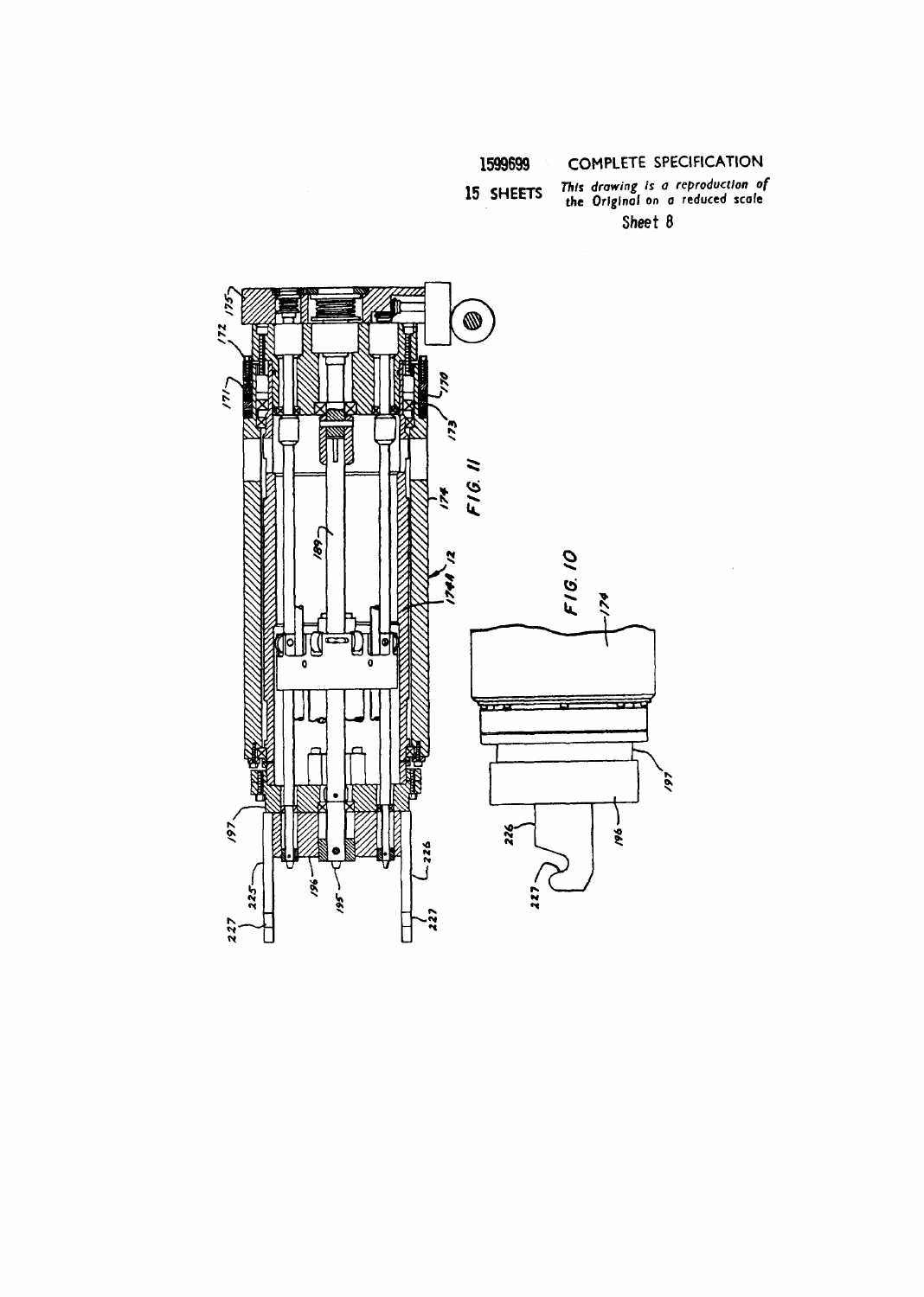1599699 COMPLETE SPECIFICATION

15 SHEETS *This drawing is a reproduction of the Original on a reduced scale*

Sheet 8

FIG. 11

FIG. 10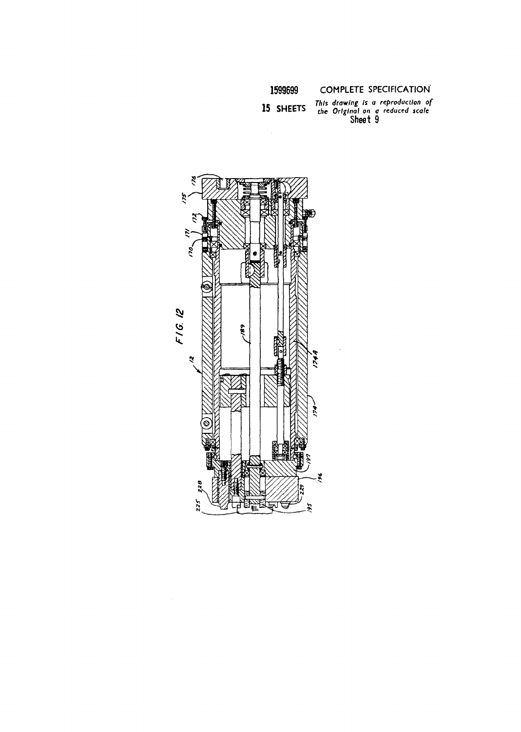1599699 COMPLETE SPECIFICATION

15 SHEETS *This drawing is a reproduction of the Original on a reduced scale*

Sheet 9

FIG. 12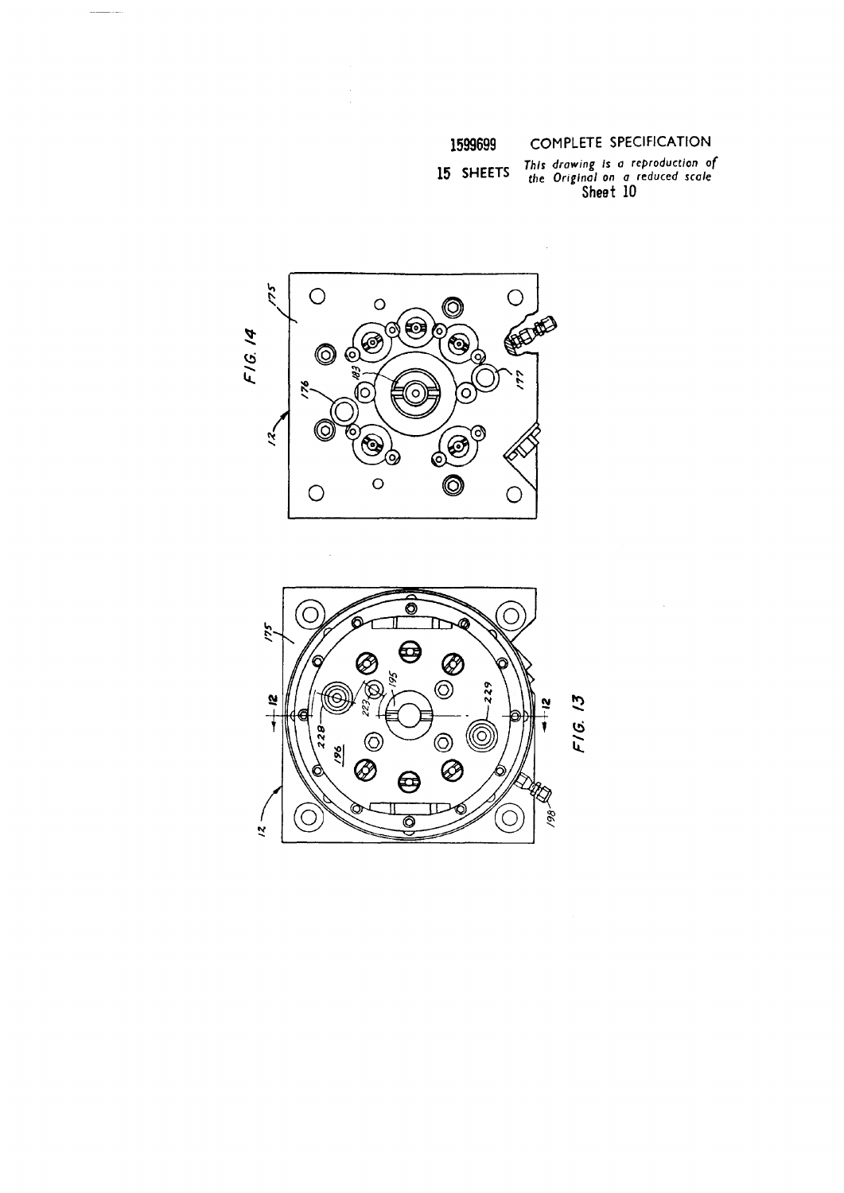1599699 COMPLETE SPECIFICATION

15 SHEETS *This drawing is a reproduction of the Original on a reduced scale*

Sheet 10

FIG. 14

FIG. 13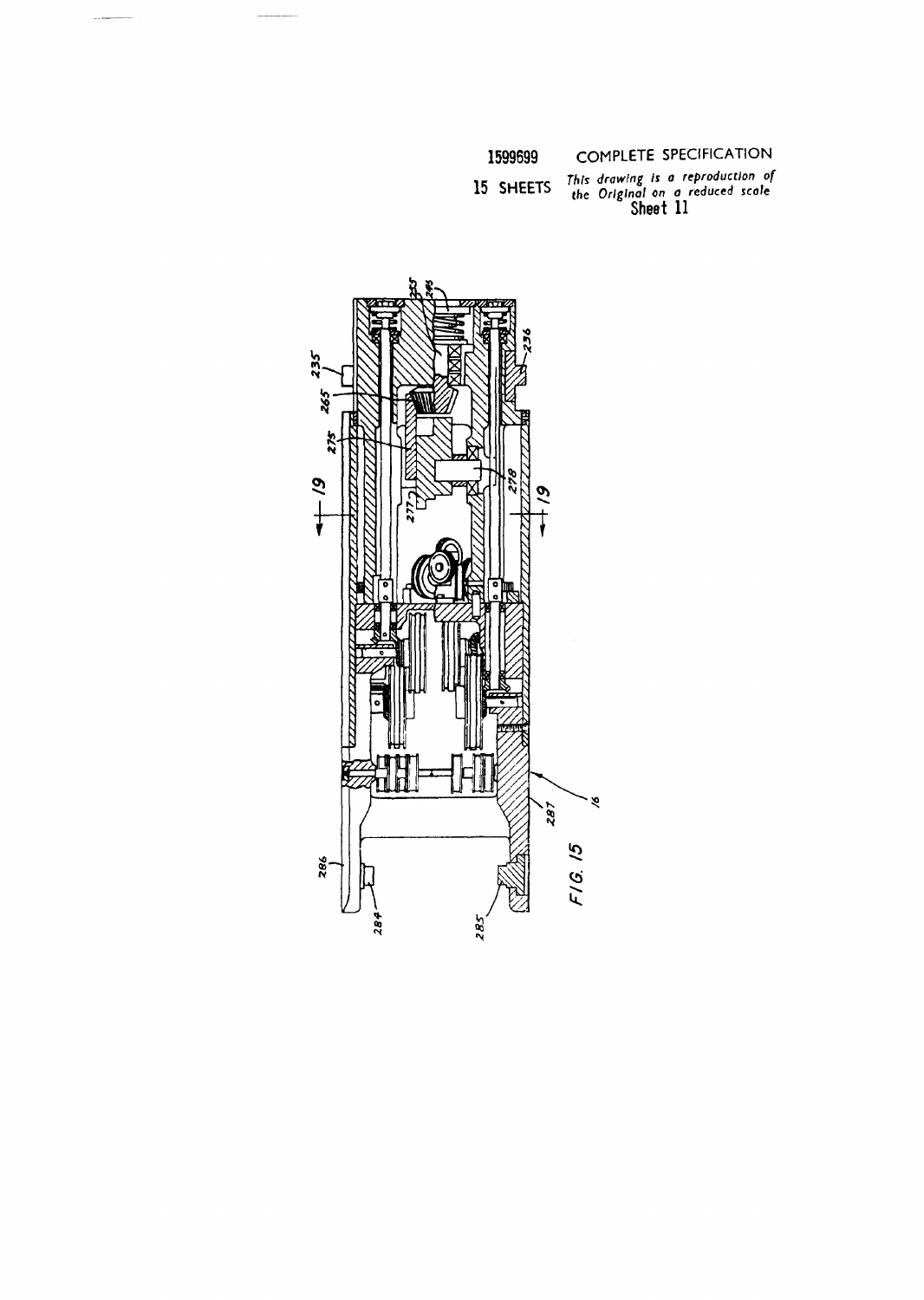1599699 COMPLETE SPECIFICATION

15 SHEETS *This drawing is a reproduction of the Original on a reduced scale*

Sheet 11

FIG. 15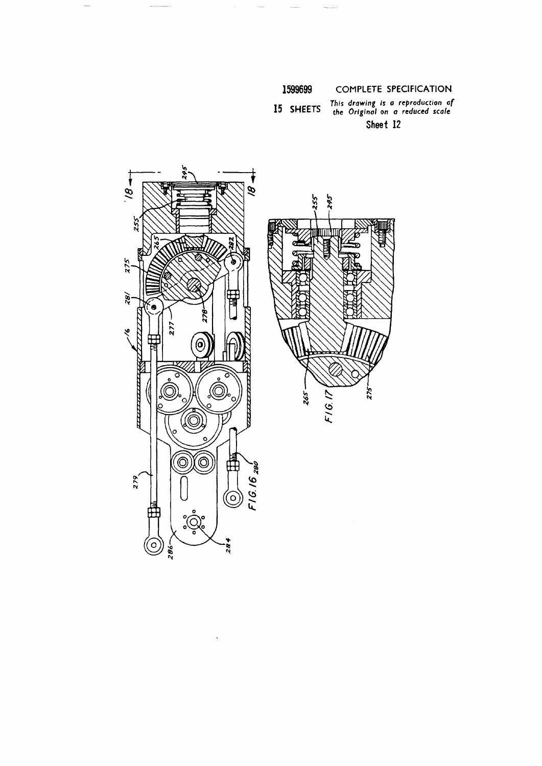1599699 COMPLETE SPECIFICATION

15 SHEETS *This drawing is a reproduction of the Original on a reduced scale*

Sheet 12

FIG.16

FIG.17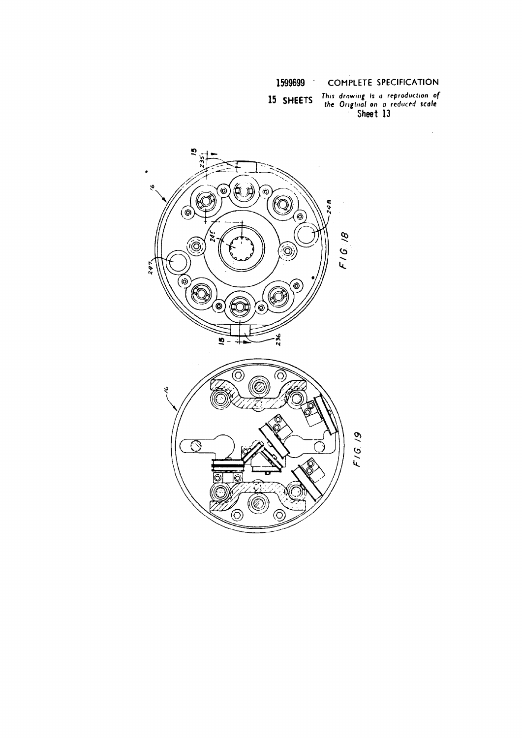1599699 COMPLETE SPECIFICATION

15 SHEETS *This drawing is a reproduction of the Original on a reduced scale*

Sheet 13

FIG 18

FIG 19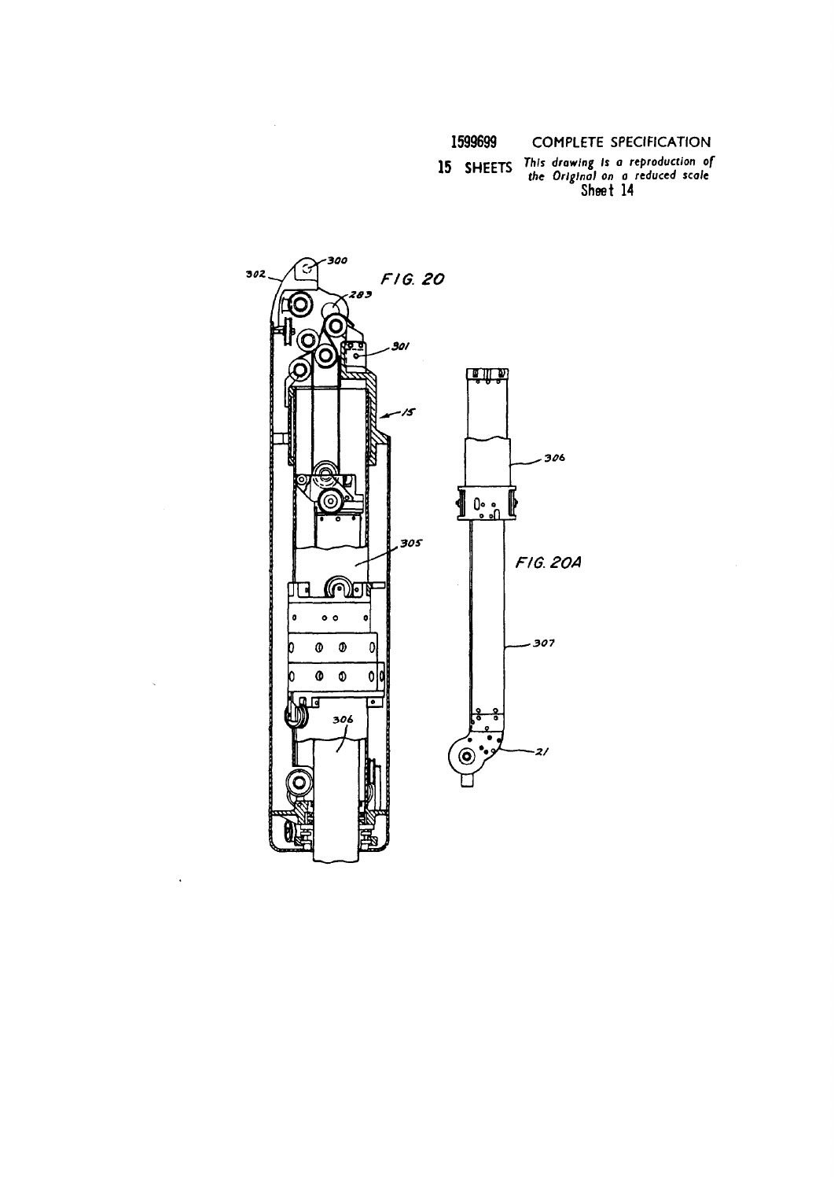1599699 COMPLETE SPECIFICATION

15 SHEETS *This drawing is a reproduction of the Original on a reduced scale*

Sheet 14

FIG. 20

FIG. 20A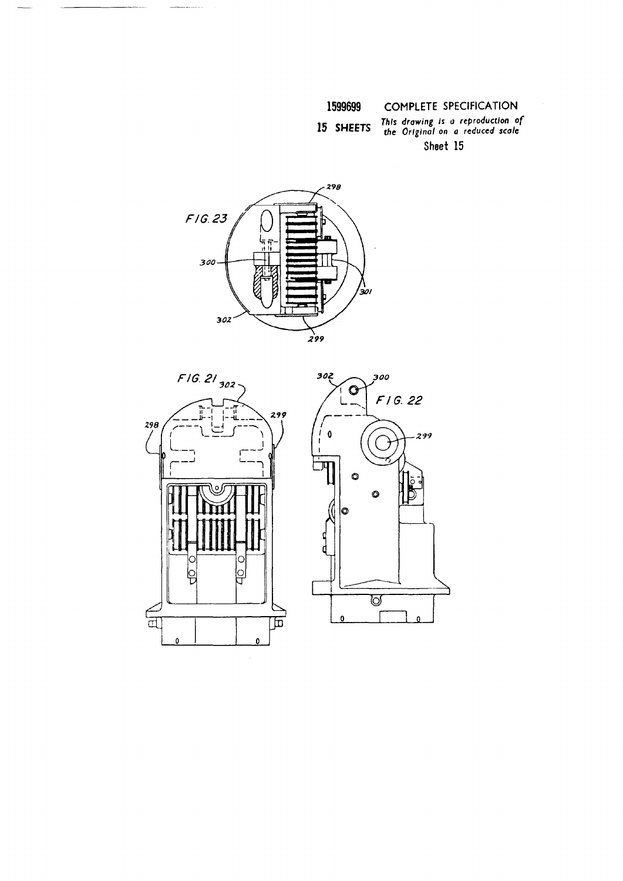1599699 COMPLETE SPECIFICATION

15 SHEETS *This drawing is a reproduction of the Original on a reduced scale*

Sheet 15

FIG. 23

298

300

301

302

299

FIG. 21

302

298

299

302

300

FIG. 22

299